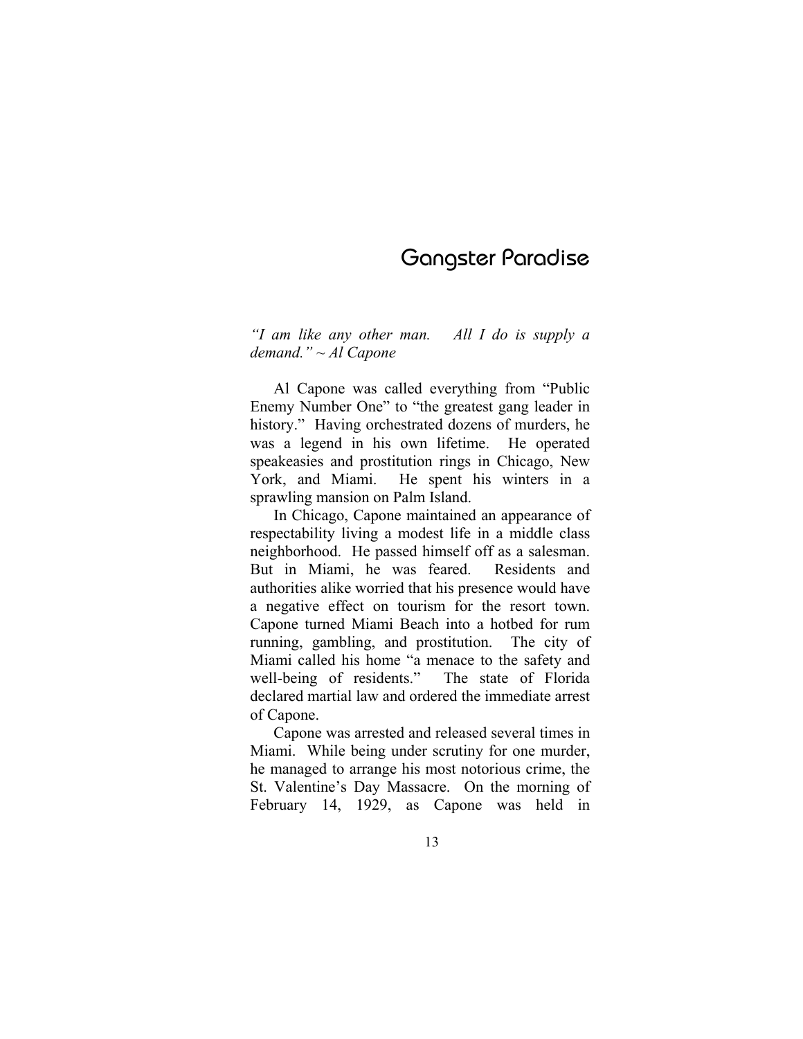# Gangster Paradise

*"I am like any other man. All I do is supply a demand." ~ Al Capone*

Al Capone was called everything from "Public Enemy Number One" to "the greatest gang leader in history." Having orchestrated dozens of murders, he was a legend in his own lifetime. He operated speakeasies and prostitution rings in Chicago, New York, and Miami. He spent his winters in a sprawling mansion on Palm Island.

In Chicago, Capone maintained an appearance of respectability living a modest life in a middle class neighborhood. He passed himself off as a salesman. But in Miami, he was feared. Residents and authorities alike worried that his presence would have a negative effect on tourism for the resort town. Capone turned Miami Beach into a hotbed for rum running, gambling, and prostitution. The city of Miami called his home "a menace to the safety and well-being of residents." The state of Florida declared martial law and ordered the immediate arrest of Capone.

Capone was arrested and released several times in Miami. While being under scrutiny for one murder, he managed to arrange his most notorious crime, the St. Valentine's Day Massacre. On the morning of February 14, 1929, as Capone was held in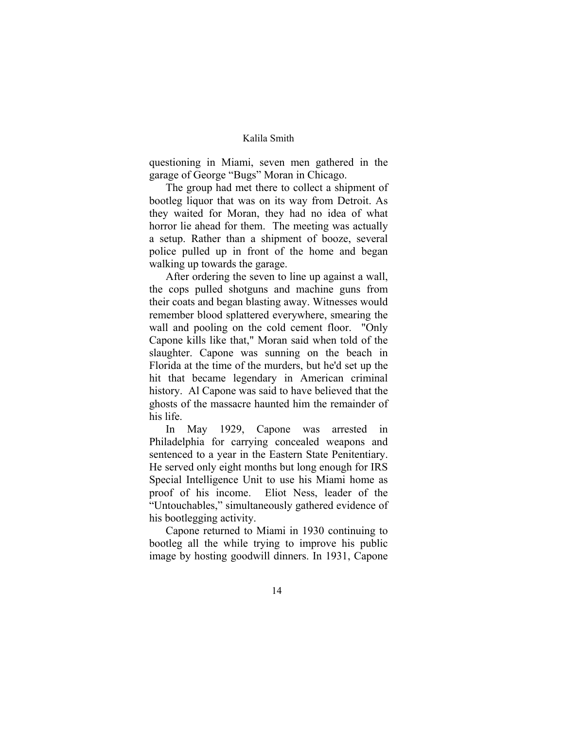questioning in Miami, seven men gathered in the garage of George “Bugs” Moran in Chicago.

The group had met there to collect a shipment of bootleg liquor that was on its way from Detroit. As they waited for Moran, they had no idea of what horror lie ahead for them. The meeting was actually a setup. Rather than a shipment of booze, several police pulled up in front of the home and began walking up towards the garage.

After ordering the seven to line up against a wall, the cops pulled shotguns and machine guns from their coats and began blasting away. Witnesses would remember blood splattered everywhere, smearing the wall and pooling on the cold cement floor. "Only Capone kills like that," Moran said when told of the slaughter. Capone was sunning on the beach in Florida at the time of the murders, but he'd set up the hit that became legendary in American criminal history. Al Capone was said to have believed that the ghosts of the massacre haunted him the remainder of his life.

In May 1929, Capone was arrested in Philadelphia for carrying concealed weapons and sentenced to a year in the Eastern State Penitentiary. He served only eight months but long enough for IRS Special Intelligence Unit to use his Miami home as proof of his income. Eliot Ness, leader of the “Untouchables,” simultaneously gathered evidence of his bootlegging activity.

Capone returned to Miami in 1930 continuing to bootleg all the while trying to improve his public image by hosting goodwill dinners. In 1931, Capone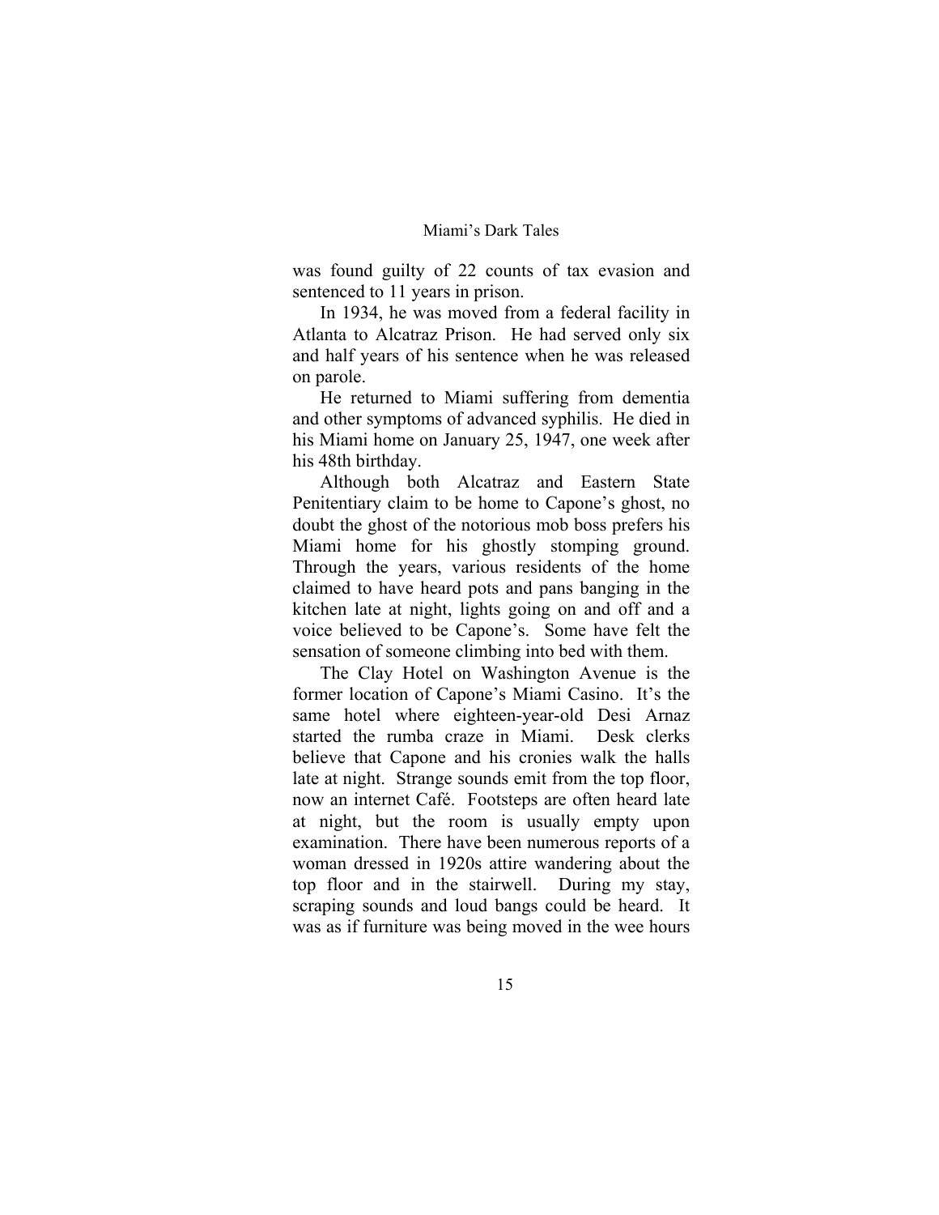was found guilty of 22 counts of tax evasion and sentenced to 11 years in prison.

In 1934, he was moved from a federal facility in Atlanta to Alcatraz Prison. He had served only six and half years of his sentence when he was released on parole.

He returned to Miami suffering from dementia and other symptoms of advanced syphilis. He died in his Miami home on January 25, 1947, one week after his 48th birthday.

Although both Alcatraz and Eastern State Penitentiary claim to be home to Capone's ghost, no doubt the ghost of the notorious mob boss prefers his Miami home for his ghostly stomping ground. Through the years, various residents of the home claimed to have heard pots and pans banging in the kitchen late at night, lights going on and off and a voice believed to be Capone's. Some have felt the sensation of someone climbing into bed with them.

The Clay Hotel on Washington Avenue is the former location of Capone's Miami Casino. It's the same hotel where eighteen-year-old Desi Arnaz started the rumba craze in Miami. Desk clerks believe that Capone and his cronies walk the halls late at night. Strange sounds emit from the top floor, now an internet Café. Footsteps are often heard late at night, but the room is usually empty upon examination. There have been numerous reports of a woman dressed in 1920s attire wandering about the top floor and in the stairwell. During my stay, scraping sounds and loud bangs could be heard. It was as if furniture was being moved in the wee hours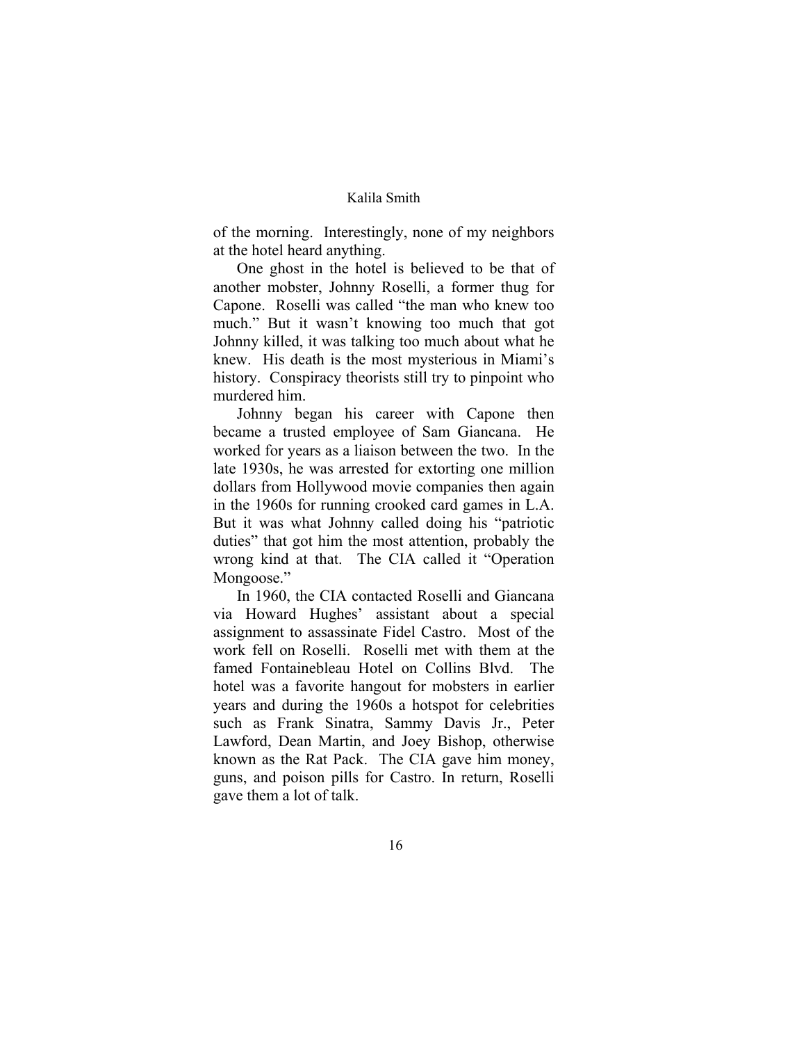of the morning. Interestingly, none of my neighbors at the hotel heard anything.

One ghost in the hotel is believed to be that of another mobster, Johnny Roselli, a former thug for Capone. Roselli was called "the man who knew too much." But it wasn't knowing too much that got Johnny killed, it was talking too much about what he knew. His death is the most mysterious in Miami's history. Conspiracy theorists still try to pinpoint who murdered him.

Johnny began his career with Capone then became a trusted employee of Sam Giancana. He worked for years as a liaison between the two. In the late 1930s, he was arrested for extorting one million dollars from Hollywood movie companies then again in the 1960s for running crooked card games in L.A. But it was what Johnny called doing his "patriotic duties" that got him the most attention, probably the wrong kind at that. The CIA called it "Operation Mongoose."

In 1960, the CIA contacted Roselli and Giancana via Howard Hughes' assistant about a special assignment to assassinate Fidel Castro. Most of the work fell on Roselli. Roselli met with them at the famed Fontainebleau Hotel on Collins Blvd. The hotel was a favorite hangout for mobsters in earlier years and during the 1960s a hotspot for celebrities such as Frank Sinatra, Sammy Davis Jr., Peter Lawford, Dean Martin, and Joey Bishop, otherwise known as the Rat Pack. The CIA gave him money, guns, and poison pills for Castro. In return, Roselli gave them a lot of talk.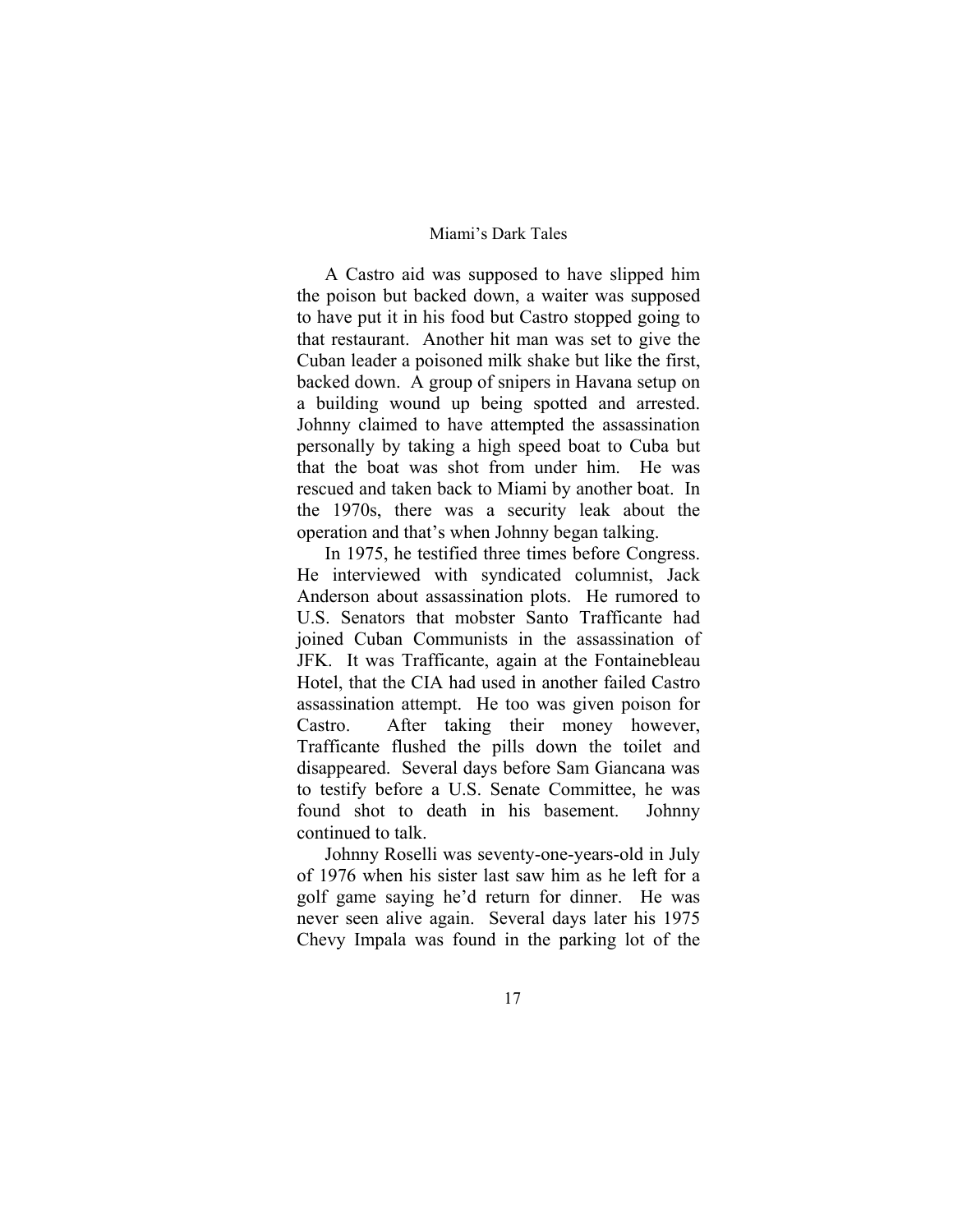A Castro aid was supposed to have slipped him the poison but backed down, a waiter was supposed to have put it in his food but Castro stopped going to that restaurant. Another hit man was set to give the Cuban leader a poisoned milk shake but like the first, backed down. A group of snipers in Havana setup on a building wound up being spotted and arrested. Johnny claimed to have attempted the assassination personally by taking a high speed boat to Cuba but that the boat was shot from under him. He was rescued and taken back to Miami by another boat. In the 1970s, there was a security leak about the operation and that's when Johnny began talking.

In 1975, he testified three times before Congress. He interviewed with syndicated columnist, Jack Anderson about assassination plots. He rumored to U.S. Senators that mobster Santo Trafficante had joined Cuban Communists in the assassination of JFK. It was Trafficante, again at the Fontainebleau Hotel, that the CIA had used in another failed Castro assassination attempt. He too was given poison for Castro. After taking their money however, Trafficante flushed the pills down the toilet and disappeared. Several days before Sam Giancana was to testify before a U.S. Senate Committee, he was found shot to death in his basement. Johnny continued to talk.

Johnny Roselli was seventy-one-years-old in July of 1976 when his sister last saw him as he left for a golf game saying he'd return for dinner. He was never seen alive again. Several days later his 1975 Chevy Impala was found in the parking lot of the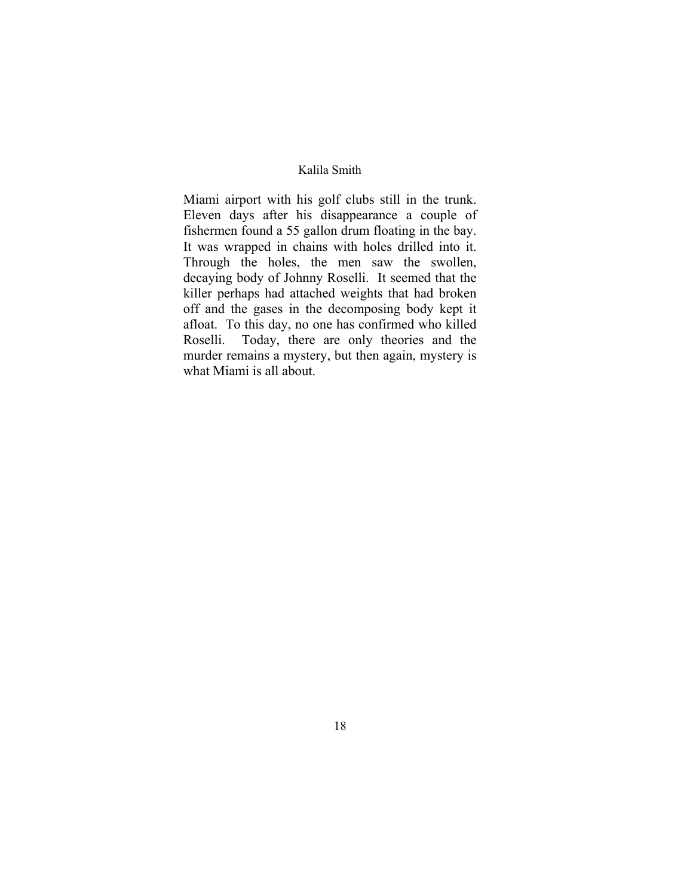Miami airport with his golf clubs still in the trunk. Eleven days after his disappearance a couple of fishermen found a 55 gallon drum floating in the bay. It was wrapped in chains with holes drilled into it. Through the holes, the men saw the swollen, decaying body of Johnny Roselli. It seemed that the killer perhaps had attached weights that had broken off and the gases in the decomposing body kept it afloat. To this day, no one has confirmed who killed Roselli. Today, there are only theories and the murder remains a mystery, but then again, mystery is what Miami is all about.